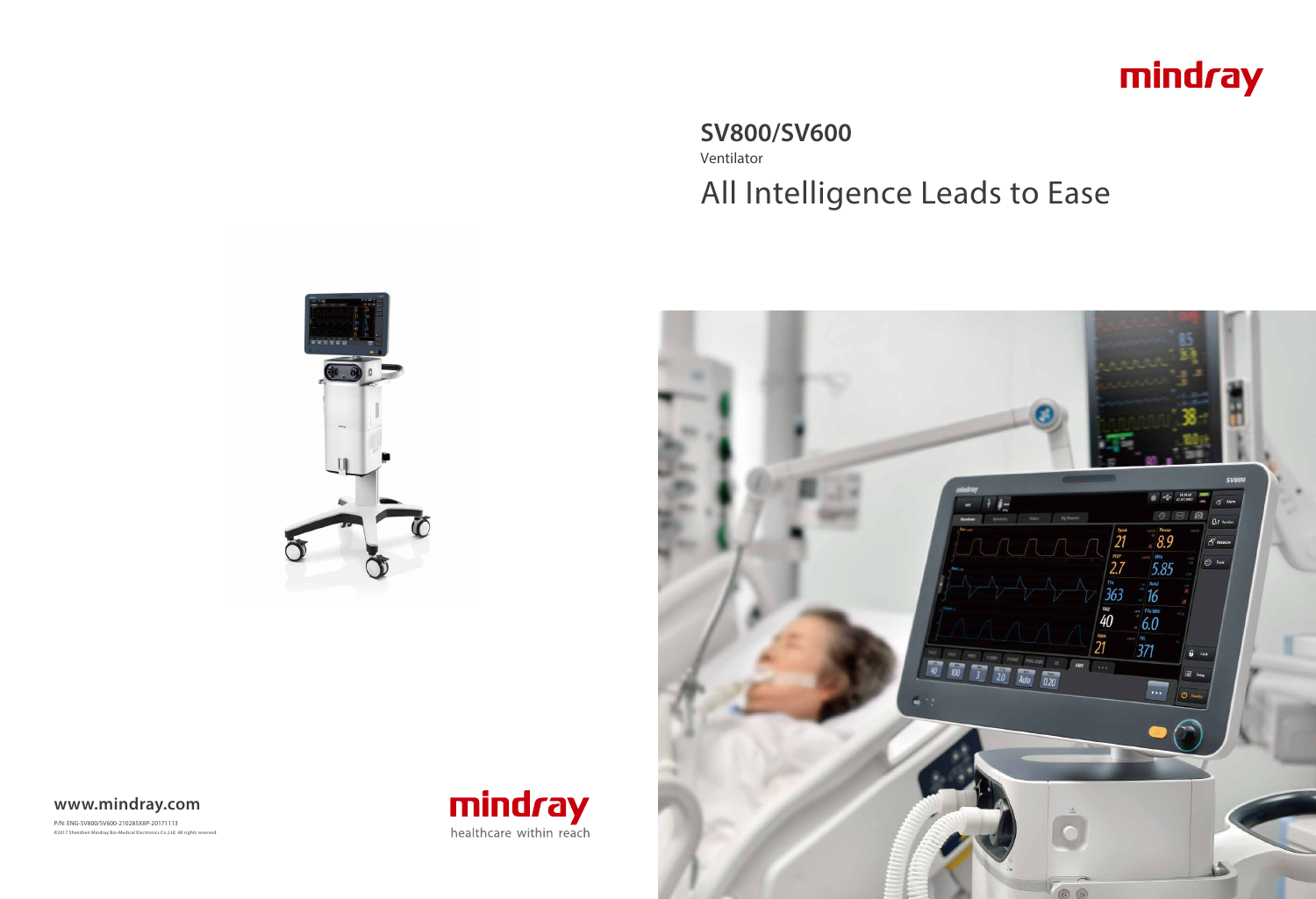mindray

# SV800/SV600

Ventilator

## All Intelligence Leads to Ease

**www.mindray.com**

P/N: ENG-SV800/SV600-210285X8P-20171113

©2017 Shenzhen Mindray Bio-Medical Electronics Co.,Ltd. All rights reserved.

mindray

healthcare within reach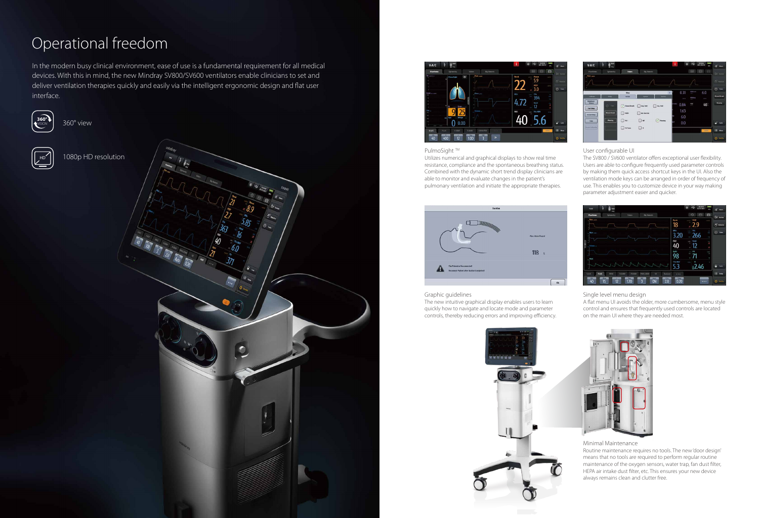# Operational freedom

In the modern busy clinical environment, ease of use is a fundamental requirement for all medical devices. With this in mind, the new Mindray SV800/SV600 ventilators enable clinicians to set and deliver ventilation therapies quickly and easily via the intelligent ergonomic design and flat user interface.

360° view

1080p HD resolution

PulmoSight ™
Utilizes numerical and graphical displays to show real time resistance, compliance and the spontaneous breathing status. Combined with the dynamic short trend display clinicians are able to monitor and evaluate changes in the patient's pulmonary ventilation and initiate the appropriate therapies.

User configurable UI
The SV800 / SV600 ventilator offers exceptional user flexibility. Users are able to configure frequently used parameter controls by making them quick access shortcut keys in the UI. Also the ventilation mode keys can be arranged in order of frequency of use. This enables you to customize device in your way making parameter adjustment easier and quicker.

Graphic guidelines
The new intuitive graphical display enables users to learn quickly how to navigate and locate mode and parameter controls, thereby reducing errors and improving efficiency.

Single level menu design
A flat menu UI avoids the older, more cumbersome, menu style control and ensures that frequently used controls are located on the main UI where they are needed most.

Minimal Maintenance
Routine maintenance requires no tools. The new 'door design' means that no tools are required to perform regular routine maintenance of the oxygen sensors, water trap, fan dust filter, HEPA air intake dust filter, etc. This ensures your new device always remains clean and clutter free.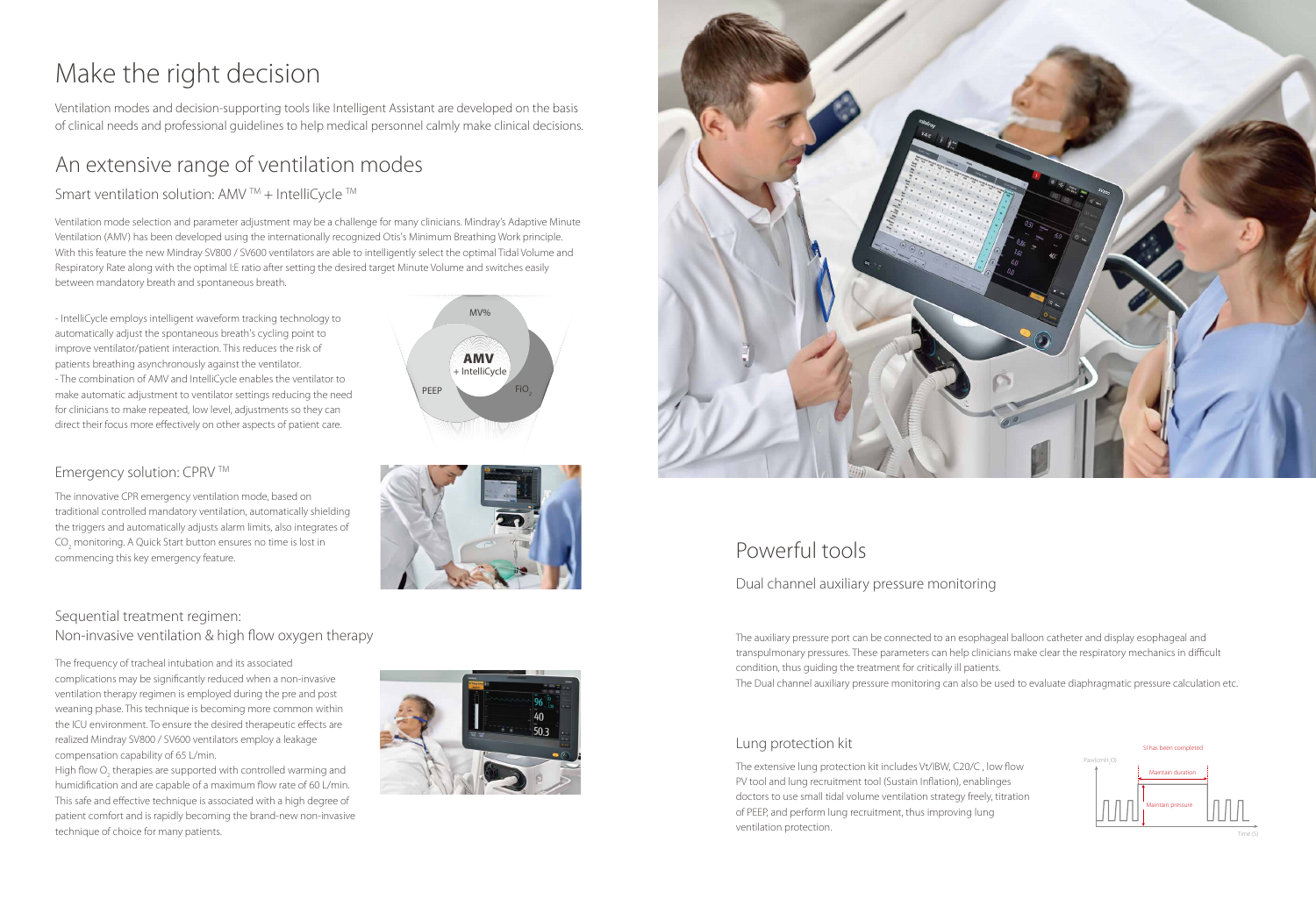# Make the right decision

Ventilation modes and decision-supporting tools like Intelligent Assistant are developed on the basis of clinical needs and professional guidelines to help medical personnel calmly make clinical decisions.

## An extensive range of ventilation modes

### Smart ventilation solution: AMV ™ + IntelliCycle ™

Ventilation mode selection and parameter adjustment may be a challenge for many clinicians. Mindray's Adaptive Minute Ventilation (AMV) has been developed using the internationally recognized Otis's Minimum Breathing Work principle. With this feature the new Mindray SV800 / SV600 ventilators are able to intelligently select the optimal Tidal Volume and Respiratory Rate along with the optimal I:E ratio after setting the desired target Minute Volume and switches easily between mandatory breath and spontaneous breath.

- IntelliCycle employs intelligent waveform tracking technology to automatically adjust the spontaneous breath's cycling point to improve ventilator/patient interaction. This reduces the risk of patients breathing asynchronously against the ventilator.
- The combination of AMV and IntelliCycle enables the ventilator to make automatic adjustment to ventilator settings reducing the need for clinicians to make repeated, low level, adjustments so they can direct their focus more effectively on other aspects of patient care.

MV%

**AMV**
+ IntelliCycle

PEEP

$FiO_2$

### Emergency solution: CPRV ™

The innovative CPR emergency ventilation mode, based on traditional controlled mandatory ventilation, automatically shielding the triggers and automatically adjusts alarm limits, also integrates of $CO_2$ monitoring. A Quick Start button ensures no time is lost in commencing this key emergency feature.

### Sequential treatment regimen: Non-invasive ventilation & high flow oxygen therapy

The frequency of tracheal intubation and its associated complications may be significantly reduced when a non-invasive ventilation therapy regimen is employed during the pre and post weaning phase. This technique is becoming more common within the ICU environment. To ensure the desired therapeutic effects are realized Mindray SV800 / SV600 ventilators employ a leakage compensation capability of 65 L/min.

High flow $O_2$ therapies are supported with controlled warming and humidification and are capable of a maximum flow rate of 60 L/min. This safe and effective technique is associated with a high degree of patient comfort and is rapidly becoming the brand-new non-invasive technique of choice for many patients.

## Powerful tools

### Dual channel auxiliary pressure monitoring

The auxiliary pressure port can be connected to an esophageal balloon catheter and display esophageal and transpulmonary pressures. These parameters can help clinicians make clear the respiratory mechanics in difficult condition, thus guiding the treatment for critically ill patients.

The Dual channel auxiliary pressure monitoring can also be used to evaluate diaphragmatic pressure calculation etc.

### Lung protection kit

The extensive lung protection kit includes Vt/IBW, C20/C , low flow PV tool and lung recruitment tool (Sustain Inflation), enablinges doctors to use small tidal volume ventilation strategy freely, titration of PEEP, and perform lung recruitment, thus improving lung ventilation protection.

SI has been completed

Paw($cmH_2O$)

Maintain duration

Maintain pressure

Time (S)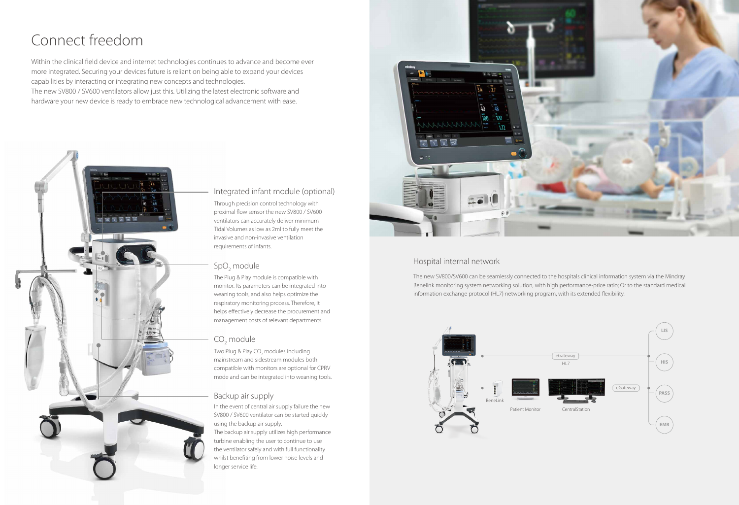# Connect freedom

Within the clinical field device and internet technologies continues to advance and become ever more integrated. Securing your devices future is reliant on being able to expand your devices capabilities by interacting or integrating new concepts and technologies.
The new SV800 / SV600 ventilators allow just this. Utilizing the latest electronic software and hardware your new device is ready to embrace new technological advancement with ease.

## Integrated infant module (optional)

Through precision control technology with proximal flow sensor the new SV800 / SV600 ventilators can accurately deliver minimum Tidal Volumes as low as 2ml to fully meet the invasive and non-invasive ventilation requirements of infants.

## $SpO_2$ module

The Plug & Play module is compatible with monitor. Its parameters can be integrated into weaning tools, and also helps optimize the respiratory monitoring process. Therefore, it helps effectively decrease the procurement and management costs of relevant departments.

## $CO_2$ module

Two Plug & Play $CO_2$ modules including mainstream and sidestream modules both compatible with monitors are optional for CPRV mode and can be integrated into weaning tools.

## Backup air supply

In the event of central air supply failure the new SV800 / SV600 ventilator can be started quickly using the backup air supply.
The backup air supply utilizes high performance turbine enabling the user to continue to use the ventilator safely and with full functionality whilst benefiting from lower noise levels and longer service life.

## Hospital internal network

The new SV800/SV600 can be seamlessly connected to the hospitals clinical information system via the Mindray Benelink monitoring system networking solution, with high performance-price ratio; Or to the standard medical information exchange protocol (HL7) networking program, with its extended flexibility.

eGateway
HL7
BeneLink
Patient Monitor
CentralStation
eGateway
LIS
HIS
PASS
EMR